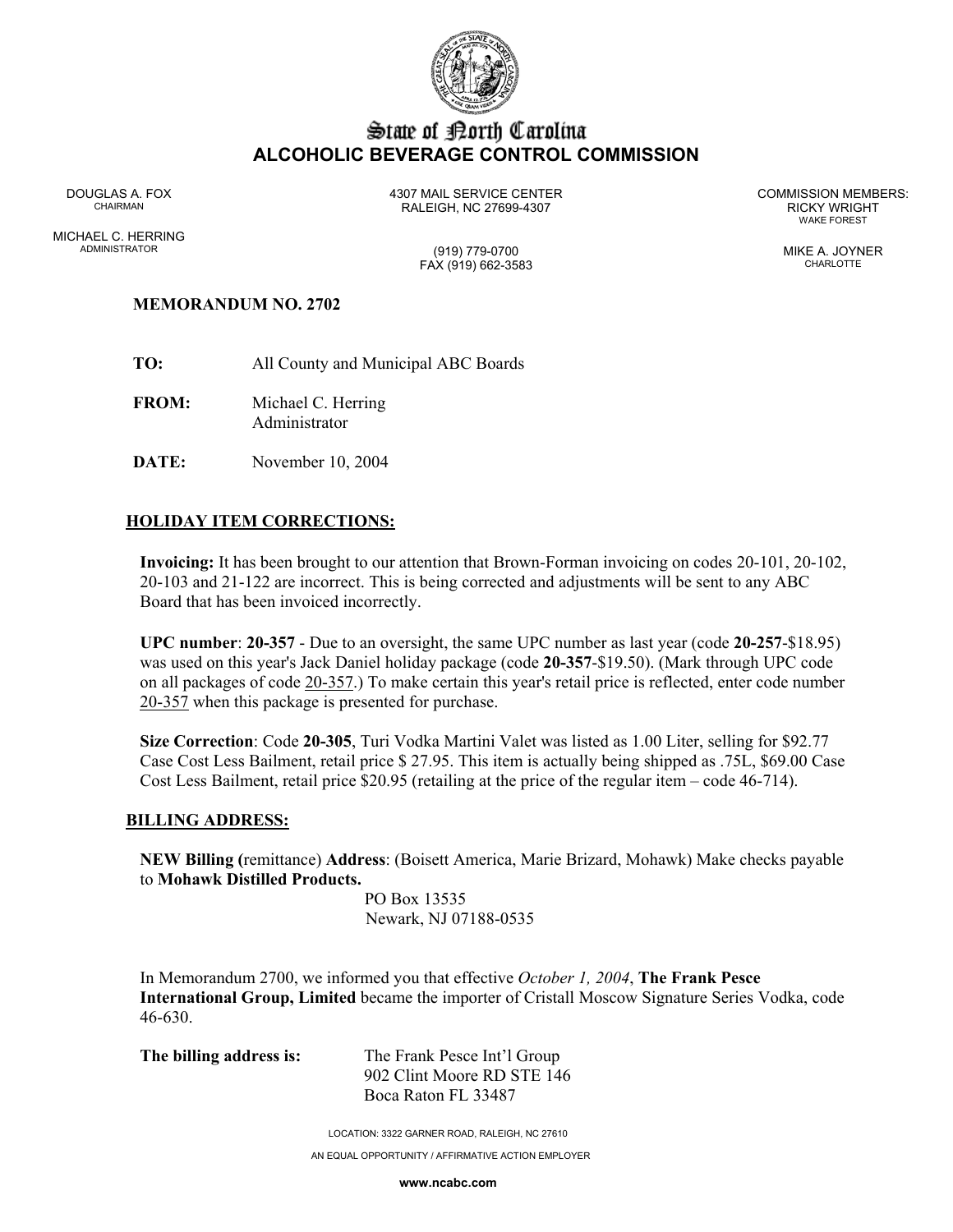# State of North Carolina
## ALCOHOLIC BEVERAGE CONTROL COMMISSION

DOUGLAS A. FOX
CHAIRMAN

MICHAEL C. HERRING
ADMINISTRATOR

4307 MAIL SERVICE CENTER
RALEIGH, NC 27699-4307

(919) 779-0700
FAX (919) 662-3583

COMMISSION MEMBERS:
RICKY WRIGHT
WAKE FOREST

MIKE A. JOYNER
CHARLOTTE

**MEMORANDUM NO. 2702**

**TO:** All County and Municipal ABC Boards

**FROM:** Michael C. Herring
Administrator

**DATE:** November 10, 2004

### HOLIDAY ITEM CORRECTIONS:

**Invoicing:** It has been brought to our attention that Brown-Forman invoicing on codes 20-101, 20-102, 20-103 and 21-122 are incorrect. This is being corrected and adjustments will be sent to any ABC Board that has been invoiced incorrectly.

**UPC number**: **20-357** - Due to an oversight, the same UPC number as last year (code **20-257**-$18.95) was used on this year's Jack Daniel holiday package (code **20-357**-$19.50). (Mark through UPC code on all packages of code 20-357.) To make certain this year's retail price is reflected, enter code number 20-357 when this package is presented for purchase.

**Size Correction**: Code **20-305**, Turi Vodka Martini Valet was listed as 1.00 Liter, selling for $92.77 Case Cost Less Bailment, retail price $ 27.95. This item is actually being shipped as .75L, $69.00 Case Cost Less Bailment, retail price $20.95 (retailing at the price of the regular item – code 46-714).

### BILLING ADDRESS:

**NEW Billing (**remittance) **Address**: (Boisett America, Marie Brizard, Mohawk) Make checks payable to **Mohawk Distilled Products.**

PO Box 13535
Newark, NJ 07188-0535

In Memorandum 2700, we informed you that effective *October 1, 2004*, **The Frank Pesce International Group, Limited** became the importer of Cristall Moscow Signature Series Vodka, code 46-630.

**The billing address is:** The Frank Pesce Int'l Group
902 Clint Moore RD STE 146
Boca Raton FL 33487

LOCATION: 3322 GARNER ROAD, RALEIGH, NC 27610

AN EQUAL OPPORTUNITY / AFFIRMATIVE ACTION EMPLOYER

www.ncabc.com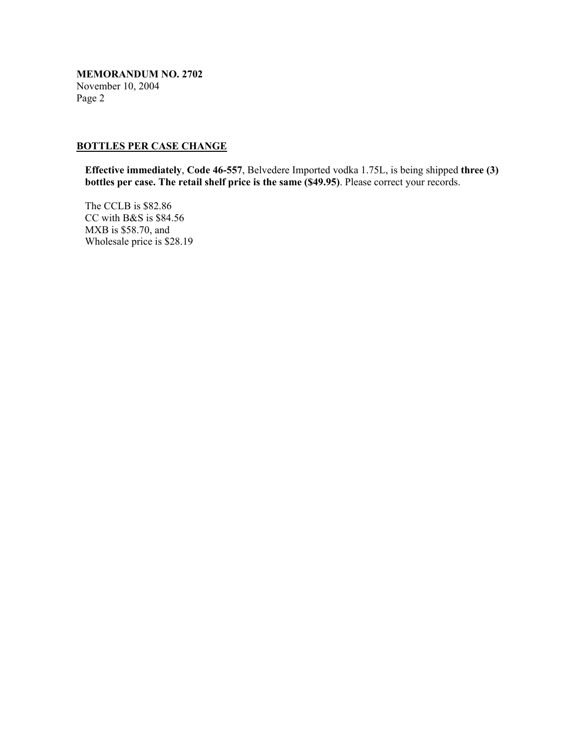**MEMORANDUM NO. 2702**
November 10, 2004
Page 2

## BOTTLES PER CASE CHANGE

**Effective immediately**, **Code 46-557**, Belvedere Imported vodka 1.75L, is being shipped **three (3) bottles per case. The retail shelf price is the same ($49.95)**. Please correct your records.

The CCLB is $82.86
CC with B&S is $84.56
MXB is $58.70, and
Wholesale price is $28.19